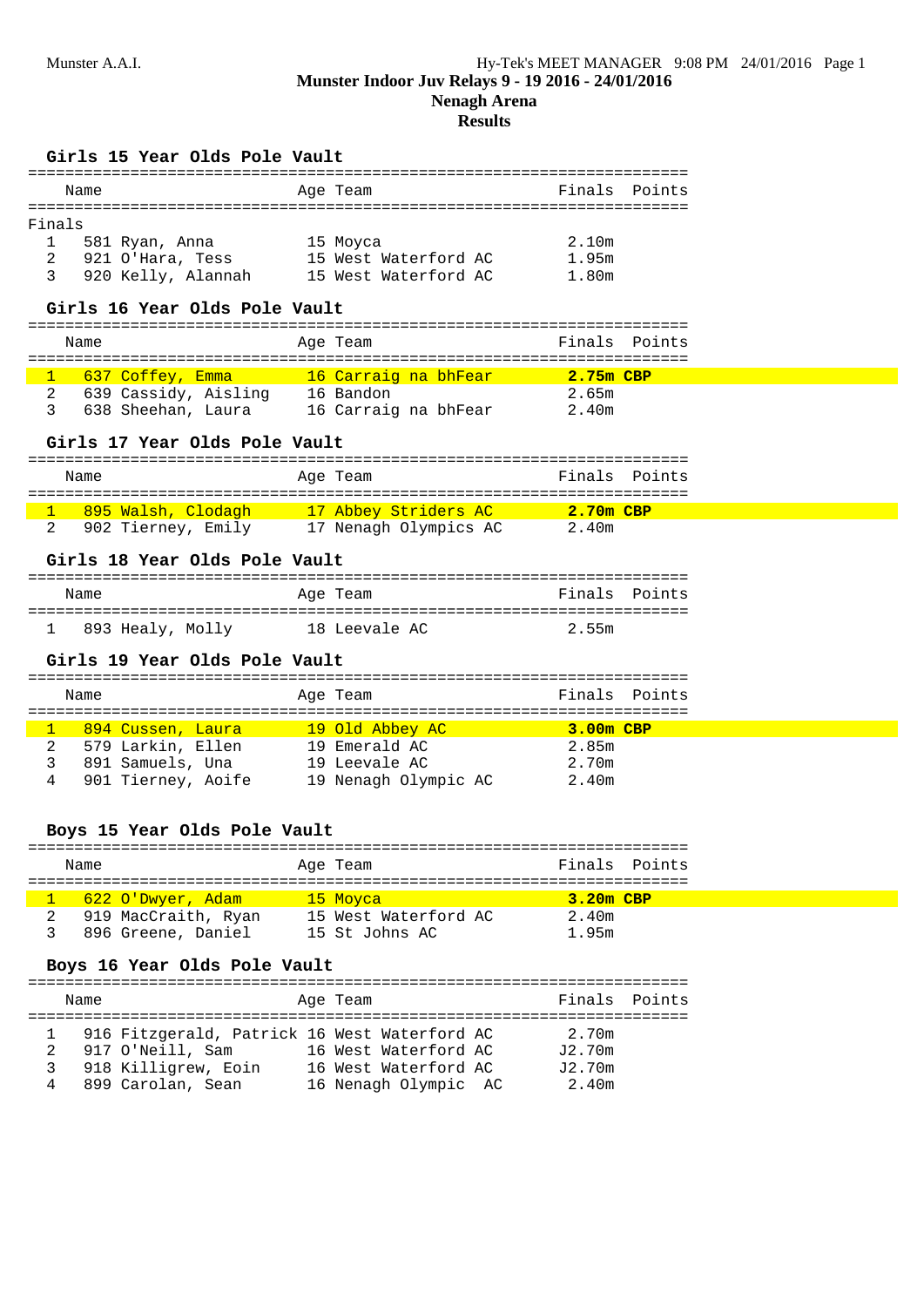Munster A.A.I. Hy-Tek's MEET MANAGER 9:08 PM 24/01/2016

# Munster Indoor Juv Relays 9 - 19 2016 - 24/01/2016

## Nenagh Arena

## Results

### Girls 15 Year Olds Pole Vault

Finals

| | Name | Age | Team | Finals | Points |
|---|---|---|---|---|---|
| 1 | 581 Ryan, Anna | 15 | Moyca | 2.10m | |
| 2 | 921 O'Hara, Tess | 15 | West Waterford AC | 1.95m | |
| 3 | 920 Kelly, Alannah | 15 | West Waterford AC | 1.80m | |

### Girls 16 Year Olds Pole Vault

| | Name | Age | Team | Finals | Points |
|---|---|---|---|---|---|
| 1 | 637 Coffey, Emma | 16 | Carraig na bhFear | **2.75m CBP** | |
| 2 | 639 Cassidy, Aisling | 16 | Bandon | 2.65m | |
| 3 | 638 Sheehan, Laura | 16 | Carraig na bhFear | 2.40m | |

### Girls 17 Year Olds Pole Vault

| | Name | Age | Team | Finals | Points |
|---|---|---|---|---|---|
| 1 | 895 Walsh, Clodagh | 17 | Abbey Striders AC | **2.70m CBP** | |
| 2 | 902 Tierney, Emily | 17 | Nenagh Olympics AC | 2.40m | |

### Girls 18 Year Olds Pole Vault

| | Name | Age | Team | Finals | Points |
|---|---|---|---|---|---|
| 1 | 893 Healy, Molly | 18 | Leevale AC | 2.55m | |

### Girls 19 Year Olds Pole Vault

| | Name | Age | Team | Finals | Points |
|---|---|---|---|---|---|
| 1 | 894 Cussen, Laura | 19 | Old Abbey AC | **3.00m CBP** | |
| 2 | 579 Larkin, Ellen | 19 | Emerald AC | 2.85m | |
| 3 | 891 Samuels, Una | 19 | Leevale AC | 2.70m | |
| 4 | 901 Tierney, Aoife | 19 | Nenagh Olympic AC | 2.40m | |

### Boys 15 Year Olds Pole Vault

| | Name | Age | Team | Finals | Points |
|---|---|---|---|---|---|
| 1 | 622 O'Dwyer, Adam | 15 | Moyca | **3.20m CBP** | |
| 2 | 919 MacCraith, Ryan | 15 | West Waterford AC | 2.40m | |
| 3 | 896 Greene, Daniel | 15 | St Johns AC | 1.95m | |

### Boys 16 Year Olds Pole Vault

| | Name | Age | Team | Finals | Points |
|---|---|---|---|---|---|
| 1 | 916 Fitzgerald, Patrick | 16 | West Waterford AC | 2.70m | |
| 2 | 917 O'Neill, Sam | 16 | West Waterford AC | J2.70m | |
| 3 | 918 Killigrew, Eoin | 16 | West Waterford AC | J2.70m | |
| 4 | 899 Carolan, Sean | 16 | Nenagh Olympic AC | 2.40m | |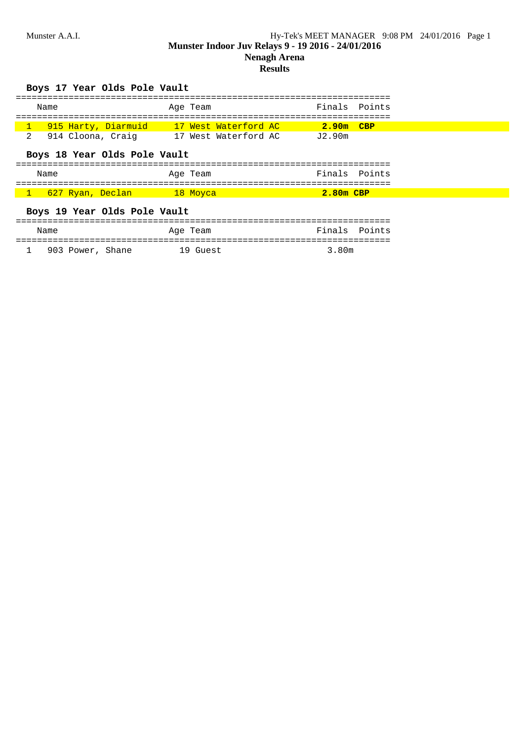Munster A.A.I.

Hy-Tek's MEET MANAGER 9:08 PM 24/01/2016 Page 1

**Munster Indoor Juv Relays 9 - 19 2016 - 24/01/2016**

**Nenagh Arena**

**Results**

### Boys 17 Year Olds Pole Vault

| | Name | Age | Team | Finals | Points |
|---|---|---|---|---|---|
| 1 | 915 Harty, Diarmuid | 17 | West Waterford AC | **2.90m** | **CBP** |
| 2 | 914 Cloona, Craig | 17 | West Waterford AC | J2.90m | |

### Boys 18 Year Olds Pole Vault

| | Name | Age | Team | Finals | Points |
|---|---|---|---|---|---|
| 1 | 627 Ryan, Declan | 18 | Moyca | **2.80m** | **CBP** |

### Boys 19 Year Olds Pole Vault

| | Name | Age | Team | Finals | Points |
|---|---|---|---|---|---|
| 1 | 903 Power, Shane | 19 | Guest | 3.80m | |